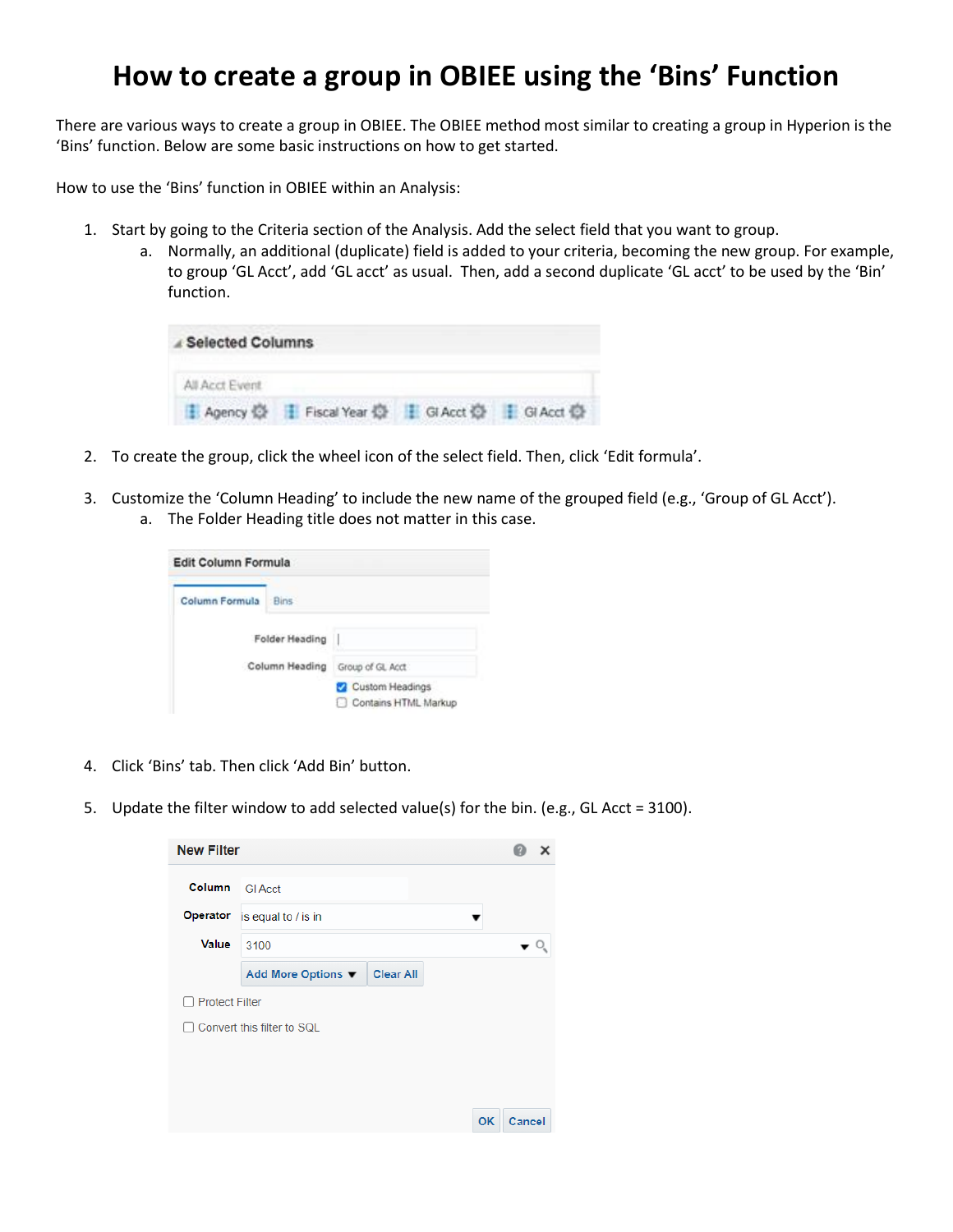# How to create a group in OBIEE using the 'Bins' Function

There are various ways to create a group in OBIEE. The OBIEE method most similar to creating a group in Hyperion is the 'Bins' function. Below are some basic instructions on how to get started.

How to use the 'Bins' function in OBIEE within an Analysis:

1. Start by going to the Criteria section of the Analysis. Add the select field that you want to group.
   a. Normally, an additional (duplicate) field is added to your criteria, becoming the new group. For example, to group 'GL Acct', add 'GL acct' as usual. Then, add a second duplicate 'GL acct' to be used by the 'Bin' function.

2. To create the group, click the wheel icon of the select field. Then, click 'Edit formula'.

3. Customize the 'Column Heading' to include the new name of the grouped field (e.g., 'Group of GL Acct').
   a. The Folder Heading title does not matter in this case.

4. Click 'Bins' tab. Then click 'Add Bin' button.

5. Update the filter window to add selected value(s) for the bin. (e.g., GL Acct = 3100).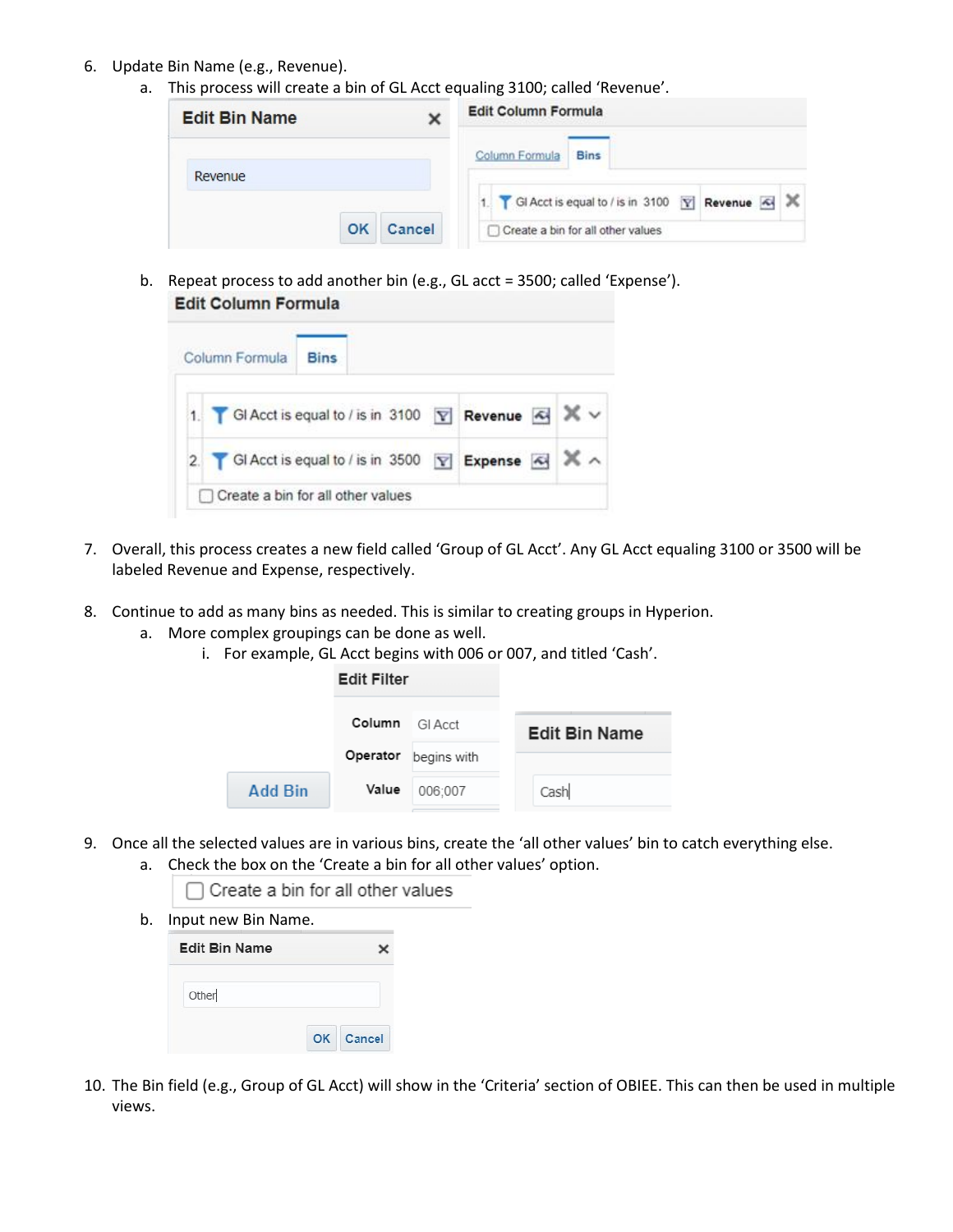6. Update Bin Name (e.g., Revenue).
   a. This process will create a bin of GL Acct equaling 3100; called 'Revenue'.
   b. Repeat process to add another bin (e.g., GL acct = 3500; called 'Expense').
7. Overall, this process creates a new field called 'Group of GL Acct'. Any GL Acct equaling 3100 or 3500 will be labeled Revenue and Expense, respectively.
8. Continue to add as many bins as needed. This is similar to creating groups in Hyperion.
   a. More complex groupings can be done as well.
      i. For example, GL Acct begins with 006 or 007, and titled 'Cash'.
9. Once all the selected values are in various bins, create the 'all other values' bin to catch everything else.
   a. Check the box on the 'Create a bin for all other values' option.
   b. Input new Bin Name.
10. The Bin field (e.g., Group of GL Acct) will show in the 'Criteria' section of OBIEE. This can then be used in multiple views.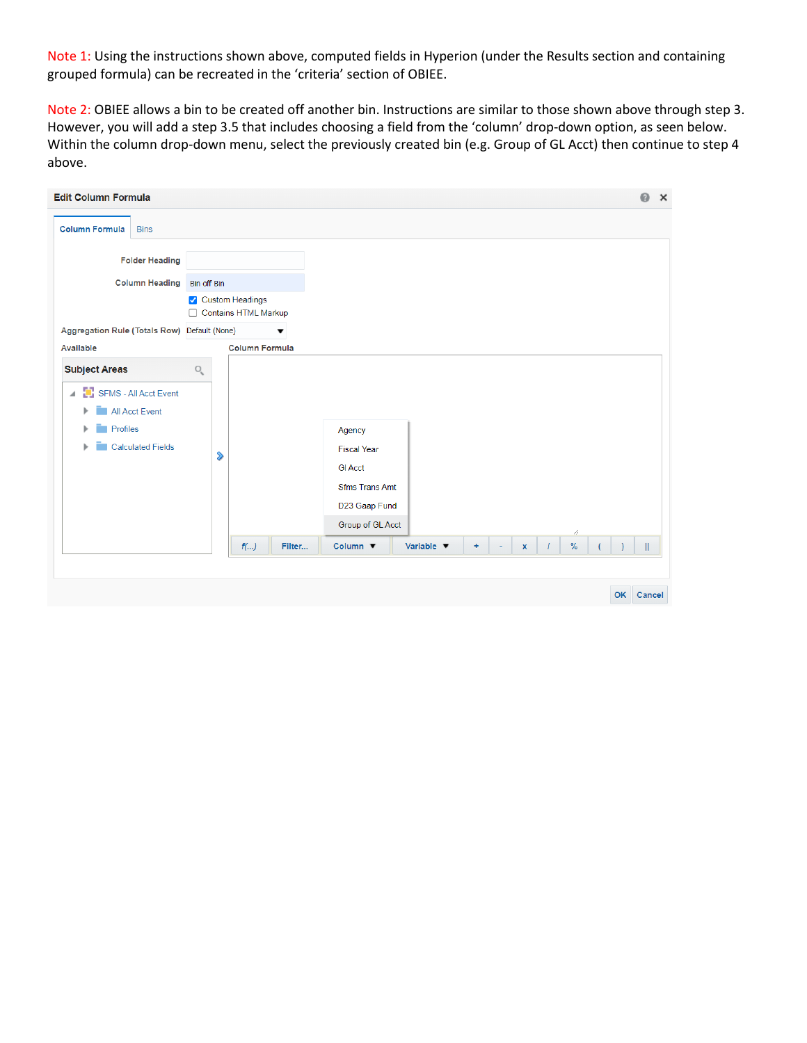Note 1: Using the instructions shown above, computed fields in Hyperion (under the Results section and containing grouped formula) can be recreated in the 'criteria' section of OBIEE.

Note 2: OBIEE allows a bin to be created off another bin. Instructions are similar to those shown above through step 3. However, you will add a step 3.5 that includes choosing a field from the 'column' drop-down option, as seen below. Within the column drop-down menu, select the previously created bin (e.g. Group of GL Acct) then continue to step 4 above.

Edit Column Formula

Column Formula | Bins

Folder Heading

Column Heading: Bin off Bin

Custom Headings

Contains HTML Markup

Aggregation Rule (Totals Row): Default (None)

Available

Subject Areas

SFMS - All Acct Event

All Acct Event

Profiles

Calculated Fields

Column Formula

Agency

Fiscal Year

Gl Acct

Sfms Trans Amt

D23 Gaap Fund

Group of GL Acct

f(...) | Filter... | Column | Variable | + | - | x | / | % | ( | ) | ||

OK | Cancel